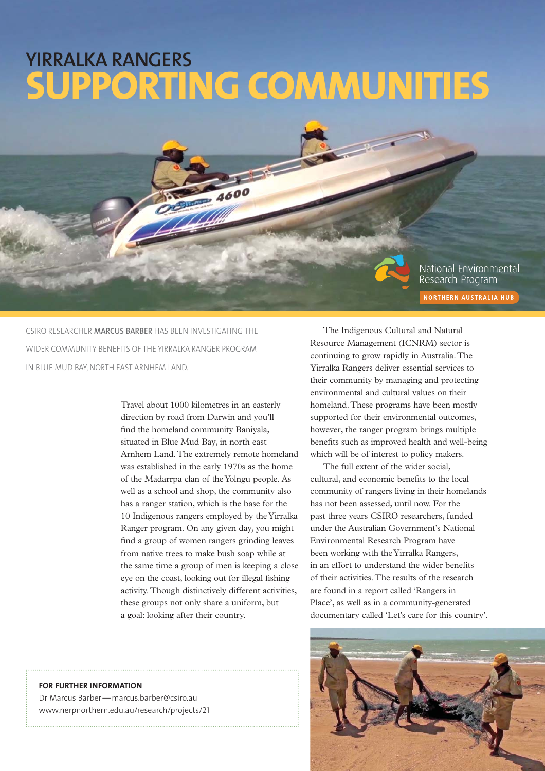# YIRRALKA RANGERS
# SUPPORTING COMMUNITIES

National Environmental Research Program

NORTHERN AUSTRALIA HUB

CSIRO RESEARCHER **MARCUS BARBER** HAS BEEN INVESTIGATING THE WIDER COMMUNITY BENEFITS OF THE YIRRALKA RANGER PROGRAM IN BLUE MUD BAY, NORTH EAST ARNHEM LAND.

Travel about 1000 kilometres in an easterly direction by road from Darwin and you'll find the homeland community Baniyala, situated in Blue Mud Bay, in north east Arnhem Land. The extremely remote homeland was established in the early 1970s as the home of the Maḏarrpa clan of the Yolngu people. As well as a school and shop, the community also has a ranger station, which is the base for the 10 Indigenous rangers employed by the Yirralka Ranger program. On any given day, you might find a group of women rangers grinding leaves from native trees to make bush soap while at the same time a group of men is keeping a close eye on the coast, looking out for illegal fishing activity. Though distinctively different activities, these groups not only share a uniform, but a goal: looking after their country.

The Indigenous Cultural and Natural Resource Management (ICNRM) sector is continuing to grow rapidly in Australia. The Yirralka Rangers deliver essential services to their community by managing and protecting environmental and cultural values on their homeland. These programs have been mostly supported for their environmental outcomes, however, the ranger program brings multiple benefits such as improved health and well-being which will be of interest to policy makers.

The full extent of the wider social, cultural, and economic benefits to the local community of rangers living in their homelands has not been assessed, until now. For the past three years CSIRO researchers, funded under the Australian Government's National Environmental Research Program have been working with the Yirralka Rangers, in an effort to understand the wider benefits of their activities. The results of the research are found in a report called 'Rangers in Place', as well as in a community-generated documentary called 'Let's care for this country'.

**FOR FURTHER INFORMATION**

Dr Marcus Barber — marcus.barber@csiro.au
www.nerpnorthern.edu.au/research/projects/21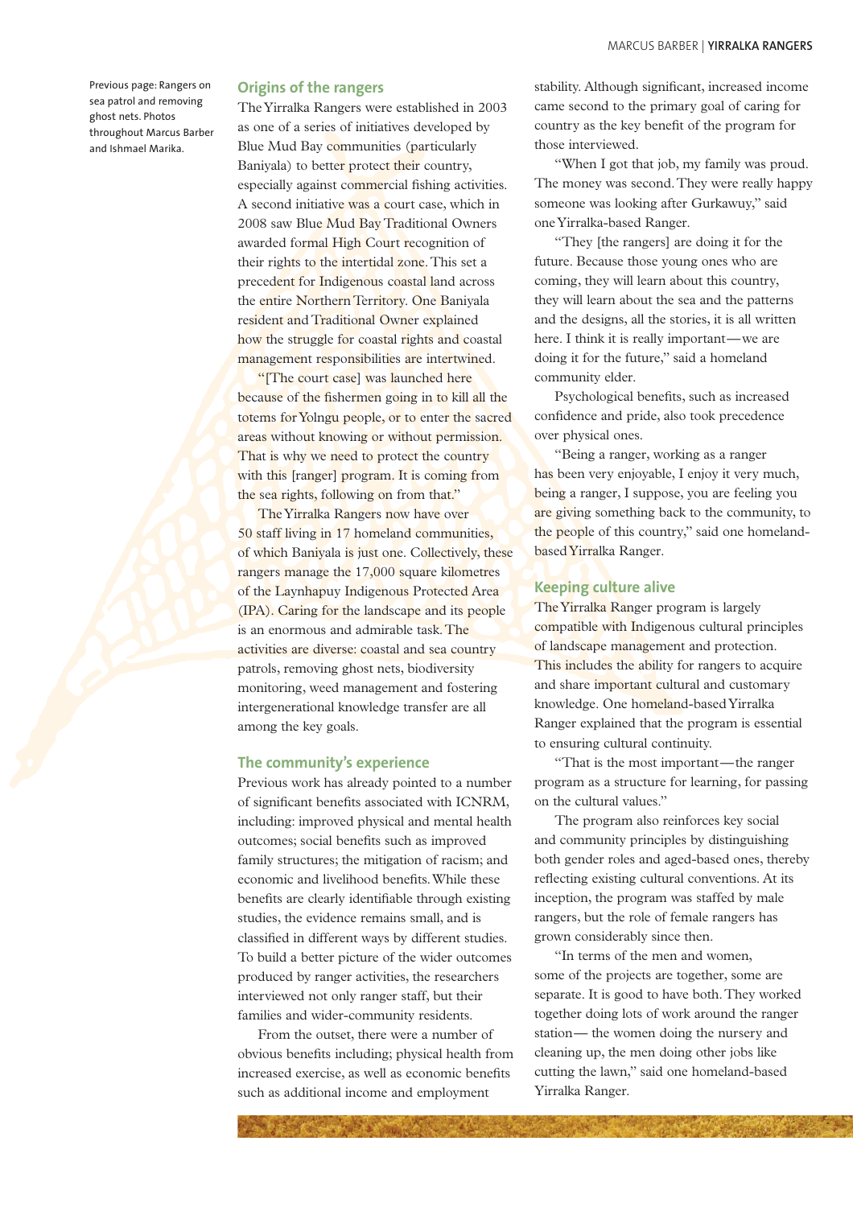Previous page: Rangers on sea patrol and removing ghost nets. Photos throughout Marcus Barber and Ishmael Marika.

## Origins of the rangers

The Yirralka Rangers were established in 2003 as one of a series of initiatives developed by Blue Mud Bay communities (particularly Baniyala) to better protect their country, especially against commercial fishing activities. A second initiative was a court case, which in 2008 saw Blue Mud Bay Traditional Owners awarded formal High Court recognition of their rights to the intertidal zone. This set a precedent for Indigenous coastal land across the entire Northern Territory. One Baniyala resident and Traditional Owner explained how the struggle for coastal rights and coastal management responsibilities are intertwined.

"[The court case] was launched here because of the fishermen going in to kill all the totems for Yolngu people, or to enter the sacred areas without knowing or without permission. That is why we need to protect the country with this [ranger] program. It is coming from the sea rights, following on from that."

The Yirralka Rangers now have over 50 staff living in 17 homeland communities, of which Baniyala is just one. Collectively, these rangers manage the 17,000 square kilometres of the Laynhapuy Indigenous Protected Area (IPA). Caring for the landscape and its people is an enormous and admirable task. The activities are diverse: coastal and sea country patrols, removing ghost nets, biodiversity monitoring, weed management and fostering intergenerational knowledge transfer are all among the key goals.

## The community's experience

Previous work has already pointed to a number of significant benefits associated with ICNRM, including: improved physical and mental health outcomes; social benefits such as improved family structures; the mitigation of racism; and economic and livelihood benefits. While these benefits are clearly identifiable through existing studies, the evidence remains small, and is classified in different ways by different studies. To build a better picture of the wider outcomes produced by ranger activities, the researchers interviewed not only ranger staff, but their families and wider-community residents.

From the outset, there were a number of obvious benefits including; physical health from increased exercise, as well as economic benefits such as additional income and employment stability. Although significant, increased income came second to the primary goal of caring for country as the key benefit of the program for those interviewed.

"When I got that job, my family was proud. The money was second. They were really happy someone was looking after Gurkawuy," said one Yirralka-based Ranger.

"They [the rangers] are doing it for the future. Because those young ones who are coming, they will learn about this country, they will learn about the sea and the patterns and the designs, all the stories, it is all written here. I think it is really important—we are doing it for the future," said a homeland community elder.

Psychological benefits, such as increased confidence and pride, also took precedence over physical ones.

"Being a ranger, working as a ranger has been very enjoyable, I enjoy it very much, being a ranger, I suppose, you are feeling you are giving something back to the community, to the people of this country," said one homeland-based Yirralka Ranger.

## Keeping culture alive

The Yirralka Ranger program is largely compatible with Indigenous cultural principles of landscape management and protection. This includes the ability for rangers to acquire and share important cultural and customary knowledge. One homeland-based Yirralka Ranger explained that the program is essential to ensuring cultural continuity.

"That is the most important—the ranger program as a structure for learning, for passing on the cultural values."

The program also reinforces key social and community principles by distinguishing both gender roles and aged-based ones, thereby reflecting existing cultural conventions. At its inception, the program was staffed by male rangers, but the role of female rangers has grown considerably since then.

"In terms of the men and women, some of the projects are together, some are separate. It is good to have both. They worked together doing lots of work around the ranger station— the women doing the nursery and cleaning up, the men doing other jobs like cutting the lawn," said one homeland-based Yirralka Ranger.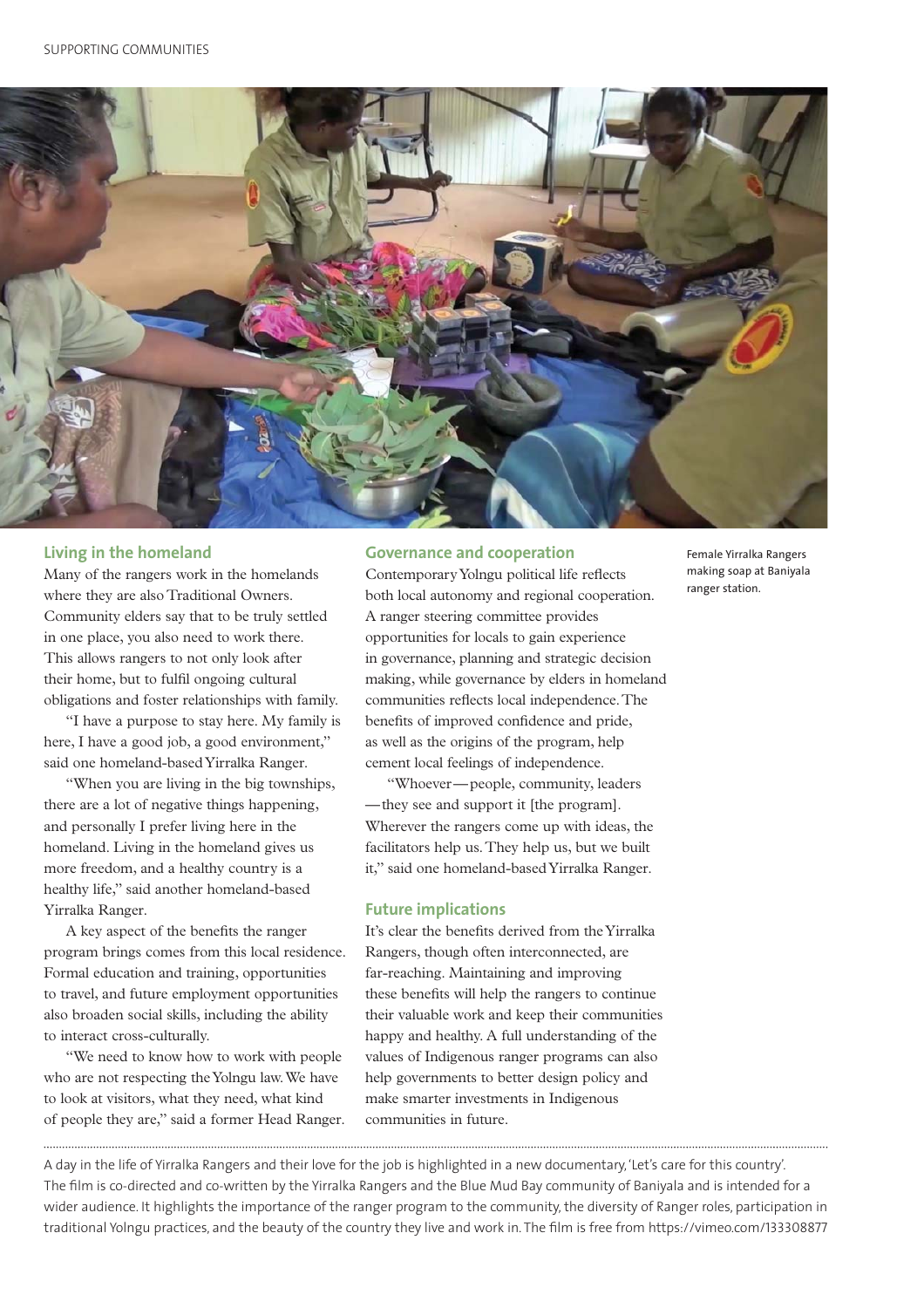## Living in the homeland

Many of the rangers work in the homelands where they are also Traditional Owners. Community elders say that to be truly settled in one place, you also need to work there. This allows rangers to not only look after their home, but to fulfil ongoing cultural obligations and foster relationships with family.

"I have a purpose to stay here. My family is here, I have a good job, a good environment," said one homeland-based Yirralka Ranger.

"When you are living in the big townships, there are a lot of negative things happening, and personally I prefer living here in the homeland. Living in the homeland gives us more freedom, and a healthy country is a healthy life," said another homeland-based Yirralka Ranger.

A key aspect of the benefits the ranger program brings comes from this local residence. Formal education and training, opportunities to travel, and future employment opportunities also broaden social skills, including the ability to interact cross-culturally.

"We need to know how to work with people who are not respecting the Yolngu law. We have to look at visitors, what they need, what kind of people they are," said a former Head Ranger.

## Governance and cooperation

Contemporary Yolngu political life reflects both local autonomy and regional cooperation. A ranger steering committee provides opportunities for locals to gain experience in governance, planning and strategic decision making, while governance by elders in homeland communities reflects local independence. The benefits of improved confidence and pride, as well as the origins of the program, help cement local feelings of independence.

"Whoever—people, community, leaders—they see and support it [the program]. Wherever the rangers come up with ideas, the facilitators help us. They help us, but we built it," said one homeland-based Yirralka Ranger.

## Future implications

It's clear the benefits derived from the Yirralka Rangers, though often interconnected, are far-reaching. Maintaining and improving these benefits will help the rangers to continue their valuable work and keep their communities happy and healthy. A full understanding of the values of Indigenous ranger programs can also help governments to better design policy and make smarter investments in Indigenous communities in future.

Female Yirralka Rangers making soap at Baniyala ranger station.

---

A day in the life of Yirralka Rangers and their love for the job is highlighted in a new documentary, 'Let's care for this country'. The film is co-directed and co-written by the Yirralka Rangers and the Blue Mud Bay community of Baniyala and is intended for a wider audience. It highlights the importance of the ranger program to the community, the diversity of Ranger roles, participation in traditional Yolngu practices, and the beauty of the country they live and work in. The film is free from https://vimeo.com/133308877